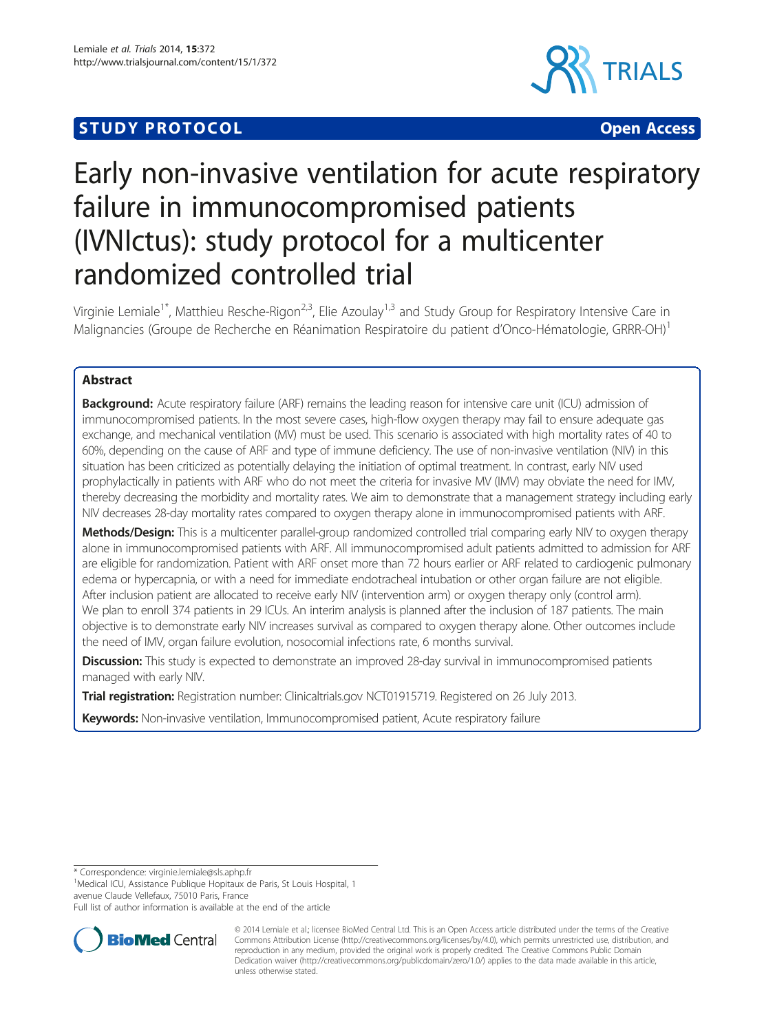STUDY PROTOCOL Open Access

# Early non-invasive ventilation for acute respiratory failure in immunocompromised patients (IVNIctus): study protocol for a multicenter randomized controlled trial

Virginie Lemiale[1*], Matthieu Resche-Rigon[2,3], Elie Azoulay[1,3] and Study Group for Respiratory Intensive Care in Malignancies (Groupe de Recherche en Réanimation Respiratoire du patient d'Onco-Hématologie, GRRR-OH)[1]

## Abstract

**Background:** Acute respiratory failure (ARF) remains the leading reason for intensive care unit (ICU) admission of immunocompromised patients. In the most severe cases, high-flow oxygen therapy may fail to ensure adequate gas exchange, and mechanical ventilation (MV) must be used. This scenario is associated with high mortality rates of 40 to 60%, depending on the cause of ARF and type of immune deficiency. The use of non-invasive ventilation (NIV) in this situation has been criticized as potentially delaying the initiation of optimal treatment. In contrast, early NIV used prophylactically in patients with ARF who do not meet the criteria for invasive MV (IMV) may obviate the need for IMV, thereby decreasing the morbidity and mortality rates. We aim to demonstrate that a management strategy including early NIV decreases 28-day mortality rates compared to oxygen therapy alone in immunocompromised patients with ARF.

**Methods/Design:** This is a multicenter parallel-group randomized controlled trial comparing early NIV to oxygen therapy alone in immunocompromised patients with ARF. All immunocompromised adult patients admitted to admission for ARF are eligible for randomization. Patient with ARF onset more than 72 hours earlier or ARF related to cardiogenic pulmonary edema or hypercapnia, or with a need for immediate endotracheal intubation or other organ failure are not eligible. After inclusion patient are allocated to receive early NIV (intervention arm) or oxygen therapy only (control arm). We plan to enroll 374 patients in 29 ICUs. An interim analysis is planned after the inclusion of 187 patients. The main objective is to demonstrate early NIV increases survival as compared to oxygen therapy alone. Other outcomes include the need of IMV, organ failure evolution, nosocomial infections rate, 6 months survival.

**Discussion:** This study is expected to demonstrate an improved 28-day survival in immunocompromised patients managed with early NIV.

**Trial registration:** Registration number: Clinicaltrials.gov NCT01915719. Registered on 26 July 2013.

**Keywords:** Non-invasive ventilation, Immunocompromised patient, Acute respiratory failure

---

\* Correspondence: virginie.lemiale@sls.aphp.fr

[1]Medical ICU, Assistance Publique Hopitaux de Paris, St Louis Hospital, 1 avenue Claude Vellefaux, 75010 Paris, France

Full list of author information is available at the end of the article

© 2014 Lemiale et al.; licensee BioMed Central Ltd. This is an Open Access article distributed under the terms of the Creative Commons Attribution License (http://creativecommons.org/licenses/by/4.0), which permits unrestricted use, distribution, and reproduction in any medium, provided the original work is properly credited. The Creative Commons Public Domain Dedication waiver (http://creativecommons.org/publicdomain/zero/1.0/) applies to the data made available in this article, unless otherwise stated.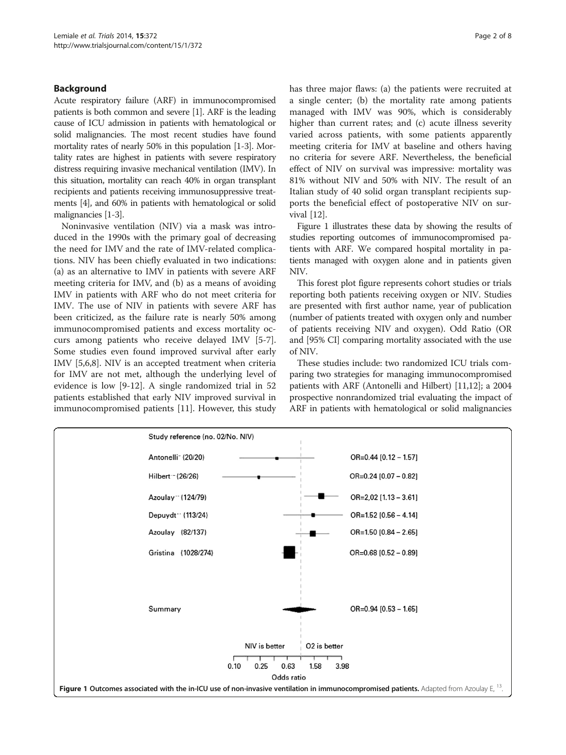## Background

Acute respiratory failure (ARF) in immunocompromised patients is both common and severe [1]. ARF is the leading cause of ICU admission in patients with hematological or solid malignancies. The most recent studies have found mortality rates of nearly 50% in this population [1-3]. Mortality rates are highest in patients with severe respiratory distress requiring invasive mechanical ventilation (IMV). In this situation, mortality can reach 40% in organ transplant recipients and patients receiving immunosuppressive treatments [4], and 60% in patients with hematological or solid malignancies [1-3].

Noninvasive ventilation (NIV) via a mask was introduced in the 1990s with the primary goal of decreasing the need for IMV and the rate of IMV-related complications. NIV has been chiefly evaluated in two indications: (a) as an alternative to IMV in patients with severe ARF meeting criteria for IMV, and (b) as a means of avoiding IMV in patients with ARF who do not meet criteria for IMV. The use of NIV in patients with severe ARF has been criticized, as the failure rate is nearly 50% among immunocompromised patients and excess mortality occurs among patients who receive delayed IMV [5-7]. Some studies even found improved survival after early IMV [5,6,8]. NIV is an accepted treatment when criteria for IMV are not met, although the underlying level of evidence is low [9-12]. A single randomized trial in 52 patients established that early NIV improved survival in immunocompromised patients [11]. However, this study has three major flaws: (a) the patients were recruited at a single center; (b) the mortality rate among patients managed with IMV was 90%, which is considerably higher than current rates; and (c) acute illness severity varied across patients, with some patients apparently meeting criteria for IMV at baseline and others having no criteria for severe ARF. Nevertheless, the beneficial effect of NIV on survival was impressive: mortality was 81% without NIV and 50% with NIV. The result of an Italian study of 40 solid organ transplant recipients supports the beneficial effect of postoperative NIV on survival [12].

Figure 1 illustrates these data by showing the results of studies reporting outcomes of immunocompromised patients with ARF. We compared hospital mortality in patients managed with oxygen alone and in patients given NIV.

This forest plot figure represents cohort studies or trials reporting both patients receiving oxygen or NIV. Studies are presented with first author name, year of publication (number of patients treated with oxygen only and number of patients receiving NIV and oxygen). Odd Ratio (OR and [95% CI] comparing mortality associated with the use of NIV.

These studies include: two randomized ICU trials comparing two strategies for managing immunocompromised patients with ARF (Antonelli and Hilbert) [11,12]; a 2004 prospective nonrandomized trial evaluating the impact of ARF in patients with hematological or solid malignancies

| Study reference (no. O2/No. NIV) | OR [95% CI] |
| --- | --- |
| Antonelli (20/20) | OR=0.44 [0.12 – 1.57] |
| Hilbert (26/26) | OR=0.24 [0.07 – 0.82] |
| Azoulay (124/79) | OR=2,02 [1.13 – 3.61] |
| Depuydt (113/24) | OR=1.52 [0.56 – 4.14] |
| Azoulay (82/137) | OR=1.50 [0.84 – 2.65] |
| Gristina (1028/274) | OR=0.68 [0.52 – 0.89] |
| Summary | OR=0.94 [0.53 – 1.65] |

NIV is better | O2 is better

Odds ratio: 0.10, 0.25, 0.63, 1.58, 3.98

**Figure 1 Outcomes associated with the in-ICU use of non-invasive ventilation in immunocompromised patients.** Adapted from Azoulay E, [13].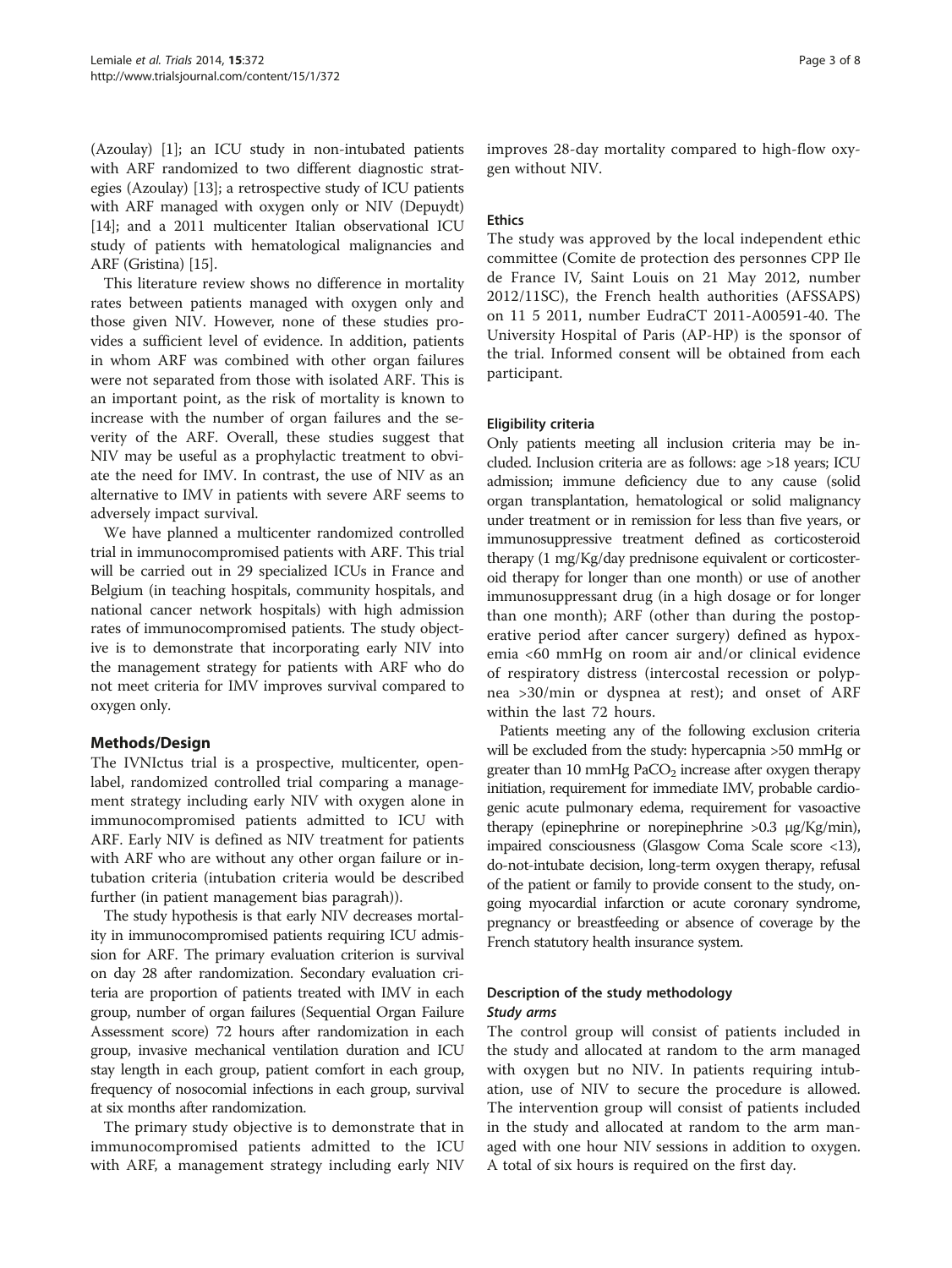(Azoulay) [1]; an ICU study in non-intubated patients with ARF randomized to two different diagnostic strategies (Azoulay) [13]; a retrospective study of ICU patients with ARF managed with oxygen only or NIV (Depuydt) [14]; and a 2011 multicenter Italian observational ICU study of patients with hematological malignancies and ARF (Gristina) [15].

This literature review shows no difference in mortality rates between patients managed with oxygen only and those given NIV. However, none of these studies provides a sufficient level of evidence. In addition, patients in whom ARF was combined with other organ failures were not separated from those with isolated ARF. This is an important point, as the risk of mortality is known to increase with the number of organ failures and the severity of the ARF. Overall, these studies suggest that NIV may be useful as a prophylactic treatment to obviate the need for IMV. In contrast, the use of NIV as an alternative to IMV in patients with severe ARF seems to adversely impact survival.

We have planned a multicenter randomized controlled trial in immunocompromised patients with ARF. This trial will be carried out in 29 specialized ICUs in France and Belgium (in teaching hospitals, community hospitals, and national cancer network hospitals) with high admission rates of immunocompromised patients. The study objective is to demonstrate that incorporating early NIV into the management strategy for patients with ARF who do not meet criteria for IMV improves survival compared to oxygen only.

## Methods/Design

The IVNIctus trial is a prospective, multicenter, open-label, randomized controlled trial comparing a management strategy including early NIV with oxygen alone in immunocompromised patients admitted to ICU with ARF. Early NIV is defined as NIV treatment for patients with ARF who are without any other organ failure or intubation criteria (intubation criteria would be described further (in patient management bias paragrah)).

The study hypothesis is that early NIV decreases mortality in immunocompromised patients requiring ICU admission for ARF. The primary evaluation criterion is survival on day 28 after randomization. Secondary evaluation criteria are proportion of patients treated with IMV in each group, number of organ failures (Sequential Organ Failure Assessment score) 72 hours after randomization in each group, invasive mechanical ventilation duration and ICU stay length in each group, patient comfort in each group, frequency of nosocomial infections in each group, survival at six months after randomization.

The primary study objective is to demonstrate that in immunocompromised patients admitted to the ICU with ARF, a management strategy including early NIV improves 28-day mortality compared to high-flow oxygen without NIV.

### Ethics

The study was approved by the local independent ethic committee (Comite de protection des personnes CPP Ile de France IV, Saint Louis on 21 May 2012, number 2012/11SC), the French health authorities (AFSSAPS) on 11 5 2011, number EudraCT 2011-A00591-40. The University Hospital of Paris (AP-HP) is the sponsor of the trial. Informed consent will be obtained from each participant.

### Eligibility criteria

Only patients meeting all inclusion criteria may be included. Inclusion criteria are as follows: age >18 years; ICU admission; immune deficiency due to any cause (solid organ transplantation, hematological or solid malignancy under treatment or in remission for less than five years, or immunosuppressive treatment defined as corticosteroid therapy (1 mg/Kg/day prednisone equivalent or corticosteroid therapy for longer than one month) or use of another immunosuppressant drug (in a high dosage or for longer than one month); ARF (other than during the postoperative period after cancer surgery) defined as hypoxemia <60 mmHg on room air and/or clinical evidence of respiratory distress (intercostal recession or polypnea >30/min or dyspnea at rest); and onset of ARF within the last 72 hours.

Patients meeting any of the following exclusion criteria will be excluded from the study: hypercapnia >50 mmHg or greater than 10 mmHg $PaCO_2$ increase after oxygen therapy initiation, requirement for immediate IMV, probable cardiogenic acute pulmonary edema, requirement for vasoactive therapy (epinephrine or norepinephrine >0.3 μg/Kg/min), impaired consciousness (Glasgow Coma Scale score <13), do-not-intubate decision, long-term oxygen therapy, refusal of the patient or family to provide consent to the study, ongoing myocardial infarction or acute coronary syndrome, pregnancy or breastfeeding or absence of coverage by the French statutory health insurance system.

### Description of the study methodology

#### *Study arms*

The control group will consist of patients included in the study and allocated at random to the arm managed with oxygen but no NIV. In patients requiring intubation, use of NIV to secure the procedure is allowed. The intervention group will consist of patients included in the study and allocated at random to the arm managed with one hour NIV sessions in addition to oxygen. A total of six hours is required on the first day.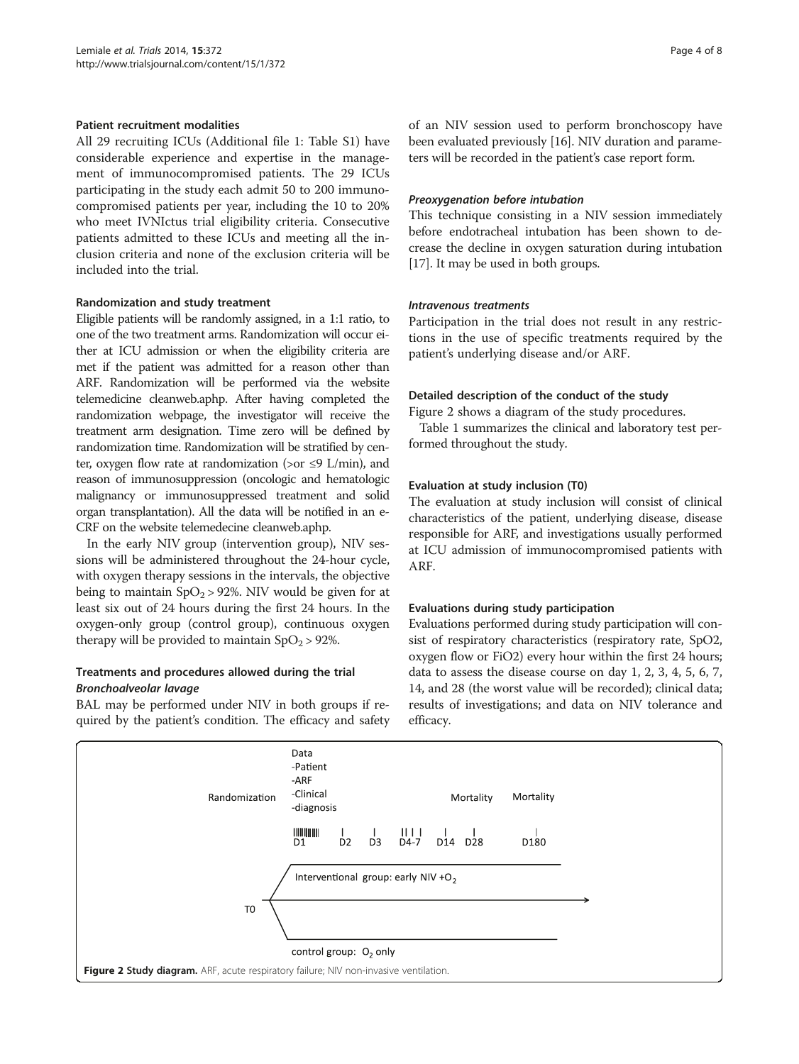### Patient recruitment modalities

All 29 recruiting ICUs (Additional file 1: Table S1) have considerable experience and expertise in the management of immunocompromised patients. The 29 ICUs participating in the study each admit 50 to 200 immunocompromised patients per year, including the 10 to 20% who meet IVNIctus trial eligibility criteria. Consecutive patients admitted to these ICUs and meeting all the inclusion criteria and none of the exclusion criteria will be included into the trial.

### Randomization and study treatment

Eligible patients will be randomly assigned, in a 1:1 ratio, to one of the two treatment arms. Randomization will occur either at ICU admission or when the eligibility criteria are met if the patient was admitted for a reason other than ARF. Randomization will be performed via the website telemedicine cleanweb.aphp. After having completed the randomization webpage, the investigator will receive the treatment arm designation. Time zero will be defined by randomization time. Randomization will be stratified by center, oxygen flow rate at randomization (>or ≤9 L/min), and reason of immunosuppression (oncologic and hematologic malignancy or immunosuppressed treatment and solid organ transplantation). All the data will be notified in an e-CRF on the website telemedecine cleanweb.aphp.

In the early NIV group (intervention group), NIV sessions will be administered throughout the 24-hour cycle, with oxygen therapy sessions in the intervals, the objective being to maintain $SpO_2 > 92\%$. NIV would be given for at least six out of 24 hours during the first 24 hours. In the oxygen-only group (control group), continuous oxygen therapy will be provided to maintain $SpO_2 > 92\%$.

### Treatments and procedures allowed during the trial

#### *Bronchoalveolar lavage*

BAL may be performed under NIV in both groups if required by the patient's condition. The efficacy and safety of an NIV session used to perform bronchoscopy have been evaluated previously [16]. NIV duration and parameters will be recorded in the patient's case report form.

#### *Preoxygenation before intubation*

This technique consisting in a NIV session immediately before endotracheal intubation has been shown to decrease the decline in oxygen saturation during intubation [17]. It may be used in both groups.

#### *Intravenous treatments*

Participation in the trial does not result in any restrictions in the use of specific treatments required by the patient's underlying disease and/or ARF.

### Detailed description of the conduct of the study

Figure 2 shows a diagram of the study procedures.

Table 1 summarizes the clinical and laboratory test performed throughout the study.

### Evaluation at study inclusion (T0)

The evaluation at study inclusion will consist of clinical characteristics of the patient, underlying disease, disease responsible for ARF, and investigations usually performed at ICU admission of immunocompromised patients with ARF.

### Evaluations during study participation

Evaluations performed during study participation will consist of respiratory characteristics (respiratory rate, SpO2, oxygen flow or FiO2) every hour within the first 24 hours; data to assess the disease course on day 1, 2, 3, 4, 5, 6, 7, 14, and 28 (the worst value will be recorded); clinical data; results of investigations; and data on NIV tolerance and efficacy.

Randomization — Data: -Patient -ARF -Clinical -diagnosis — D1, D2, D3, D4-7, D14, D28 (Mortality), D180 (Mortality)

T0 — Interventional group: early NIV $+O_2$ / control group: $O_2$ only

**Figure 2 Study diagram.** ARF, acute respiratory failure; NIV non-invasive ventilation.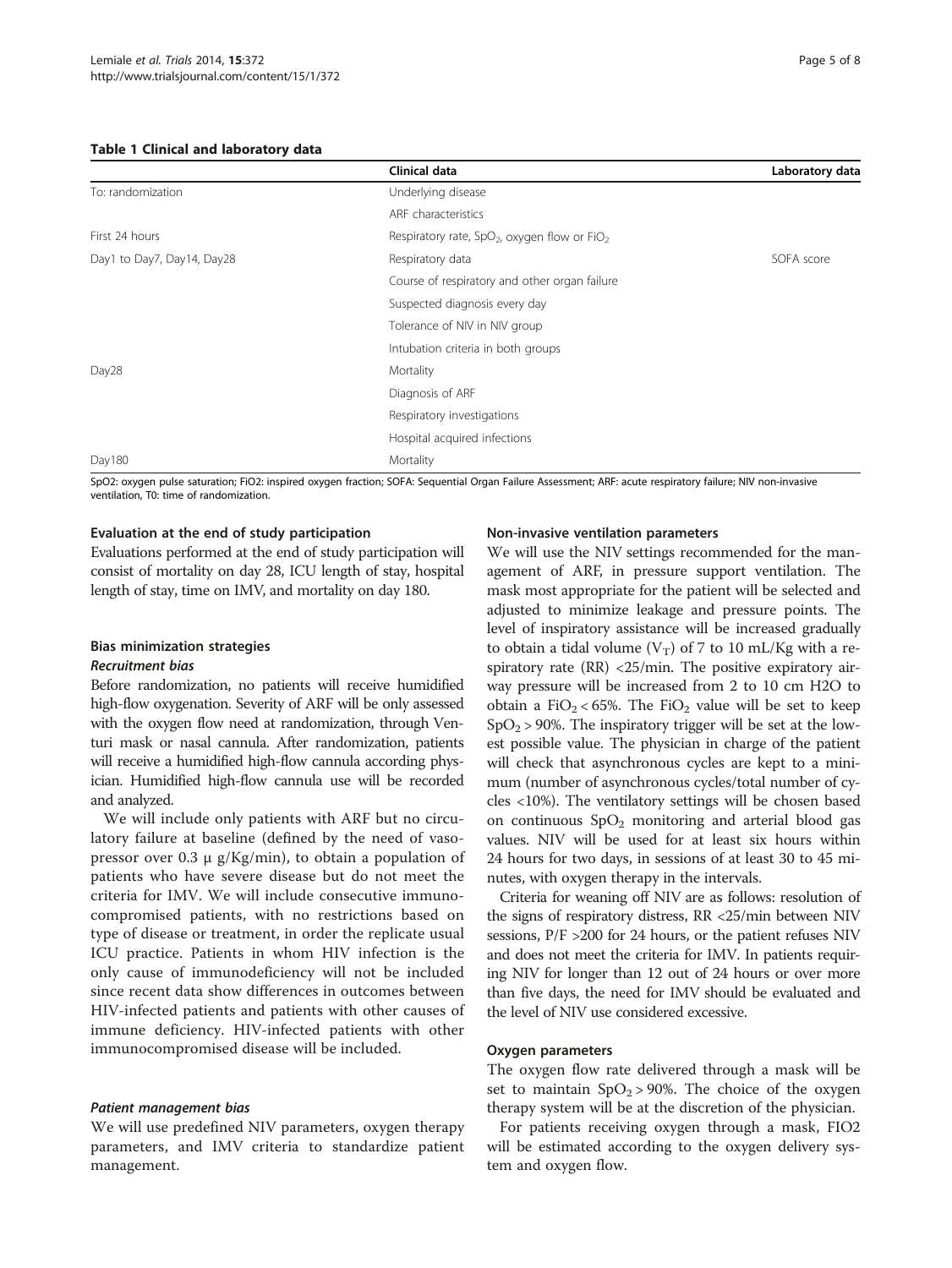**Table 1 Clinical and laboratory data**

| | Clinical data | Laboratory data |
|---|---|---|
| To: randomization | Underlying disease | |
| | ARF characteristics | |
| First 24 hours | Respiratory rate, $SpO_2$, oxygen flow or $FiO_2$ | |
| Day1 to Day7, Day14, Day28 | Respiratory data | SOFA score |
| | Course of respiratory and other organ failure | |
| | Suspected diagnosis every day | |
| | Tolerance of NIV in NIV group | |
| | Intubation criteria in both groups | |
| Day28 | Mortality | |
| | Diagnosis of ARF | |
| | Respiratory investigations | |
| | Hospital acquired infections | |
| Day180 | Mortality | |

SpO2: oxygen pulse saturation; FiO2: inspired oxygen fraction; SOFA: Sequential Organ Failure Assessment; ARF: acute respiratory failure; NIV non-invasive ventilation, T0: time of randomization.

#### Evaluation at the end of study participation

Evaluations performed at the end of study participation will consist of mortality on day 28, ICU length of stay, hospital length of stay, time on IMV, and mortality on day 180.

#### Bias minimization strategies

##### *Recruitment bias*

Before randomization, no patients will receive humidified high-flow oxygenation. Severity of ARF will be only assessed with the oxygen flow need at randomization, through Venturi mask or nasal cannula. After randomization, patients will receive a humidified high-flow cannula according physician. Humidified high-flow cannula use will be recorded and analyzed.

We will include only patients with ARF but no circulatory failure at baseline (defined by the need of vasopressor over 0.3 μ g/Kg/min), to obtain a population of patients who have severe disease but do not meet the criteria for IMV. We will include consecutive immunocompromised patients, with no restrictions based on type of disease or treatment, in order the replicate usual ICU practice. Patients in whom HIV infection is the only cause of immunodeficiency will not be included since recent data show differences in outcomes between HIV-infected patients and patients with other causes of immune deficiency. HIV-infected patients with other immunocompromised disease will be included.

##### *Patient management bias*

We will use predefined NIV parameters, oxygen therapy parameters, and IMV criteria to standardize patient management.

#### Non-invasive ventilation parameters

We will use the NIV settings recommended for the management of ARF, in pressure support ventilation. The mask most appropriate for the patient will be selected and adjusted to minimize leakage and pressure points. The level of inspiratory assistance will be increased gradually to obtain a tidal volume ($V_T$) of 7 to 10 mL/Kg with a respiratory rate (RR) <25/min. The positive expiratory airway pressure will be increased from 2 to 10 cm H2O to obtain a $FiO_2 < 65\%$. The $FiO_2$ value will be set to keep $SpO_2 > 90\%$. The inspiratory trigger will be set at the lowest possible value. The physician in charge of the patient will check that asynchronous cycles are kept to a minimum (number of asynchronous cycles/total number of cycles <10%). The ventilatory settings will be chosen based on continuous $SpO_2$ monitoring and arterial blood gas values. NIV will be used for at least six hours within 24 hours for two days, in sessions of at least 30 to 45 minutes, with oxygen therapy in the intervals.

Criteria for weaning off NIV are as follows: resolution of the signs of respiratory distress, RR <25/min between NIV sessions, P/F >200 for 24 hours, or the patient refuses NIV and does not meet the criteria for IMV. In patients requiring NIV for longer than 12 out of 24 hours or over more than five days, the need for IMV should be evaluated and the level of NIV use considered excessive.

#### Oxygen parameters

The oxygen flow rate delivered through a mask will be set to maintain $SpO_2 > 90\%$. The choice of the oxygen therapy system will be at the discretion of the physician.

For patients receiving oxygen through a mask, FIO2 will be estimated according to the oxygen delivery system and oxygen flow.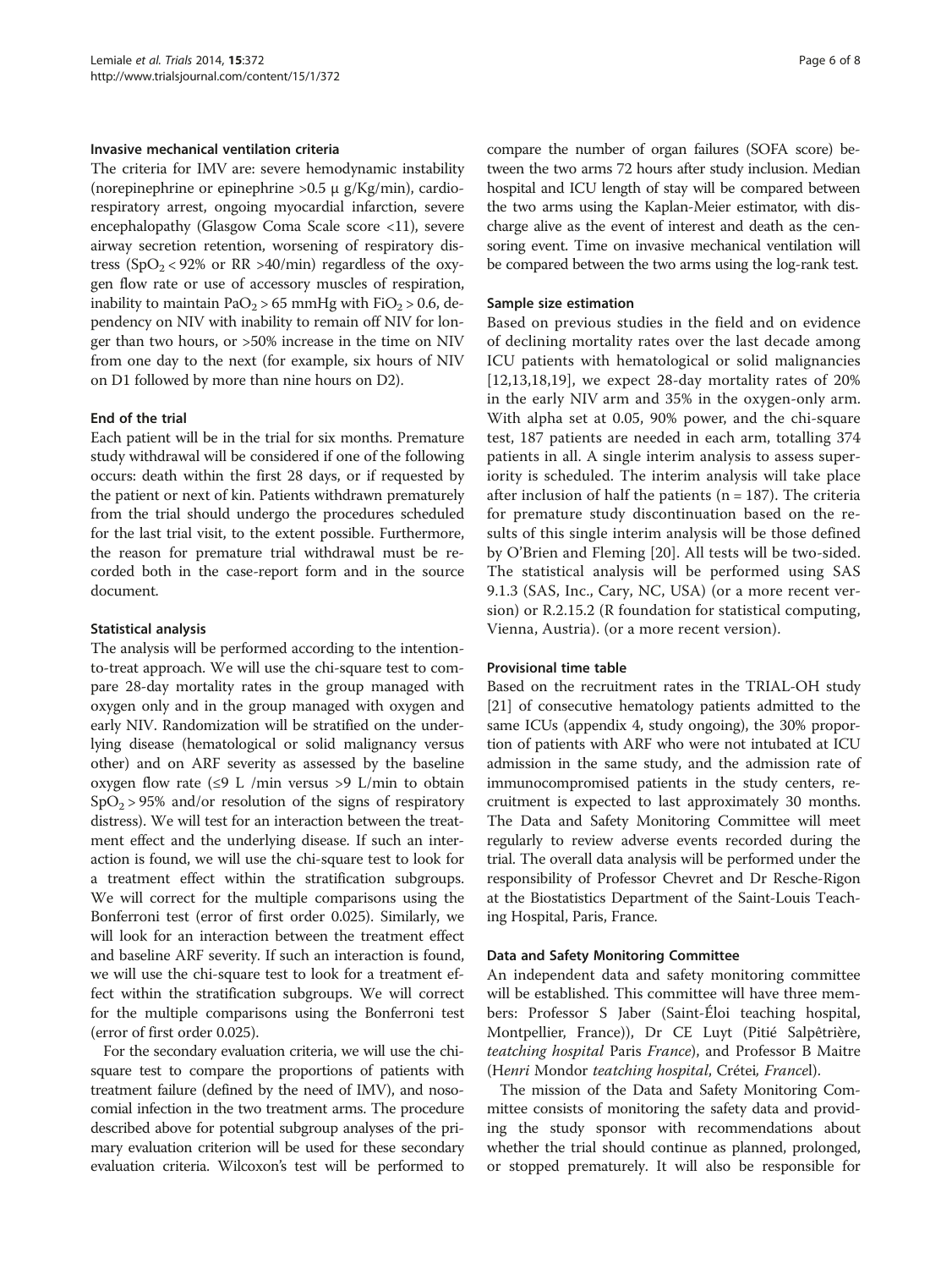#### Invasive mechanical ventilation criteria

The criteria for IMV are: severe hemodynamic instability (norepinephrine or epinephrine >0.5 μ g/Kg/min), cardiorespiratory arrest, ongoing myocardial infarction, severe encephalopathy (Glasgow Coma Scale score <11), severe airway secretion retention, worsening of respiratory distress ($SpO_2 < 92\%$ or RR >40/min) regardless of the oxygen flow rate or use of accessory muscles of respiration, inability to maintain $PaO_2 > 65$ mmHg with $FiO_2 > 0.6$, dependency on NIV with inability to remain off NIV for longer than two hours, or >50% increase in the time on NIV from one day to the next (for example, six hours of NIV on D1 followed by more than nine hours on D2).

#### End of the trial

Each patient will be in the trial for six months. Premature study withdrawal will be considered if one of the following occurs: death within the first 28 days, or if requested by the patient or next of kin. Patients withdrawn prematurely from the trial should undergo the procedures scheduled for the last trial visit, to the extent possible. Furthermore, the reason for premature trial withdrawal must be recorded both in the case-report form and in the source document.

#### Statistical analysis

The analysis will be performed according to the intention-to-treat approach. We will use the chi-square test to compare 28-day mortality rates in the group managed with oxygen only and in the group managed with oxygen and early NIV. Randomization will be stratified on the underlying disease (hematological or solid malignancy versus other) and on ARF severity as assessed by the baseline oxygen flow rate (≤9 L /min versus >9 L/min to obtain $SpO_2 > 95\%$ and/or resolution of the signs of respiratory distress). We will test for an interaction between the treatment effect and the underlying disease. If such an interaction is found, we will use the chi-square test to look for a treatment effect within the stratification subgroups. We will correct for the multiple comparisons using the Bonferroni test (error of first order 0.025). Similarly, we will look for an interaction between the treatment effect and baseline ARF severity. If such an interaction is found, we will use the chi-square test to look for a treatment effect within the stratification subgroups. We will correct for the multiple comparisons using the Bonferroni test (error of first order 0.025).

For the secondary evaluation criteria, we will use the chi-square test to compare the proportions of patients with treatment failure (defined by the need of IMV), and nosocomial infection in the two treatment arms. The procedure described above for potential subgroup analyses of the primary evaluation criterion will be used for these secondary evaluation criteria. Wilcoxon's test will be performed to compare the number of organ failures (SOFA score) between the two arms 72 hours after study inclusion. Median hospital and ICU length of stay will be compared between the two arms using the Kaplan-Meier estimator, with discharge alive as the event of interest and death as the censoring event. Time on invasive mechanical ventilation will be compared between the two arms using the log-rank test.

#### Sample size estimation

Based on previous studies in the field and on evidence of declining mortality rates over the last decade among ICU patients with hematological or solid malignancies [12,13,18,19], we expect 28-day mortality rates of 20% in the early NIV arm and 35% in the oxygen-only arm. With alpha set at 0.05, 90% power, and the chi-square test, 187 patients are needed in each arm, totalling 374 patients in all. A single interim analysis to assess superiority is scheduled. The interim analysis will take place after inclusion of half the patients (n = 187). The criteria for premature study discontinuation based on the results of this single interim analysis will be those defined by O'Brien and Fleming [20]. All tests will be two-sided. The statistical analysis will be performed using SAS 9.1.3 (SAS, Inc., Cary, NC, USA) (or a more recent version) or R.2.15.2 (R foundation for statistical computing, Vienna, Austria). (or a more recent version).

#### Provisional time table

Based on the recruitment rates in the TRIAL-OH study [21] of consecutive hematology patients admitted to the same ICUs (appendix 4, study ongoing), the 30% proportion of patients with ARF who were not intubated at ICU admission in the same study, and the admission rate of immunocompromised patients in the study centers, recruitment is expected to last approximately 30 months. The Data and Safety Monitoring Committee will meet regularly to review adverse events recorded during the trial. The overall data analysis will be performed under the responsibility of Professor Chevret and Dr Resche-Rigon at the Biostatistics Department of the Saint-Louis Teaching Hospital, Paris, France.

#### Data and Safety Monitoring Committee

An independent data and safety monitoring committee will be established. This committee will have three members: Professor S Jaber (Saint-Éloi teaching hospital, Montpellier, France)), Dr CE Luyt (Pitié Salpêtrière, *teatching hospital* Paris *France*), and Professor B Maitre (H*enri* Mondor *teatching hospital*, Crétei*, France*l).

The mission of the Data and Safety Monitoring Committee consists of monitoring the safety data and providing the study sponsor with recommendations about whether the trial should continue as planned, prolonged, or stopped prematurely. It will also be responsible for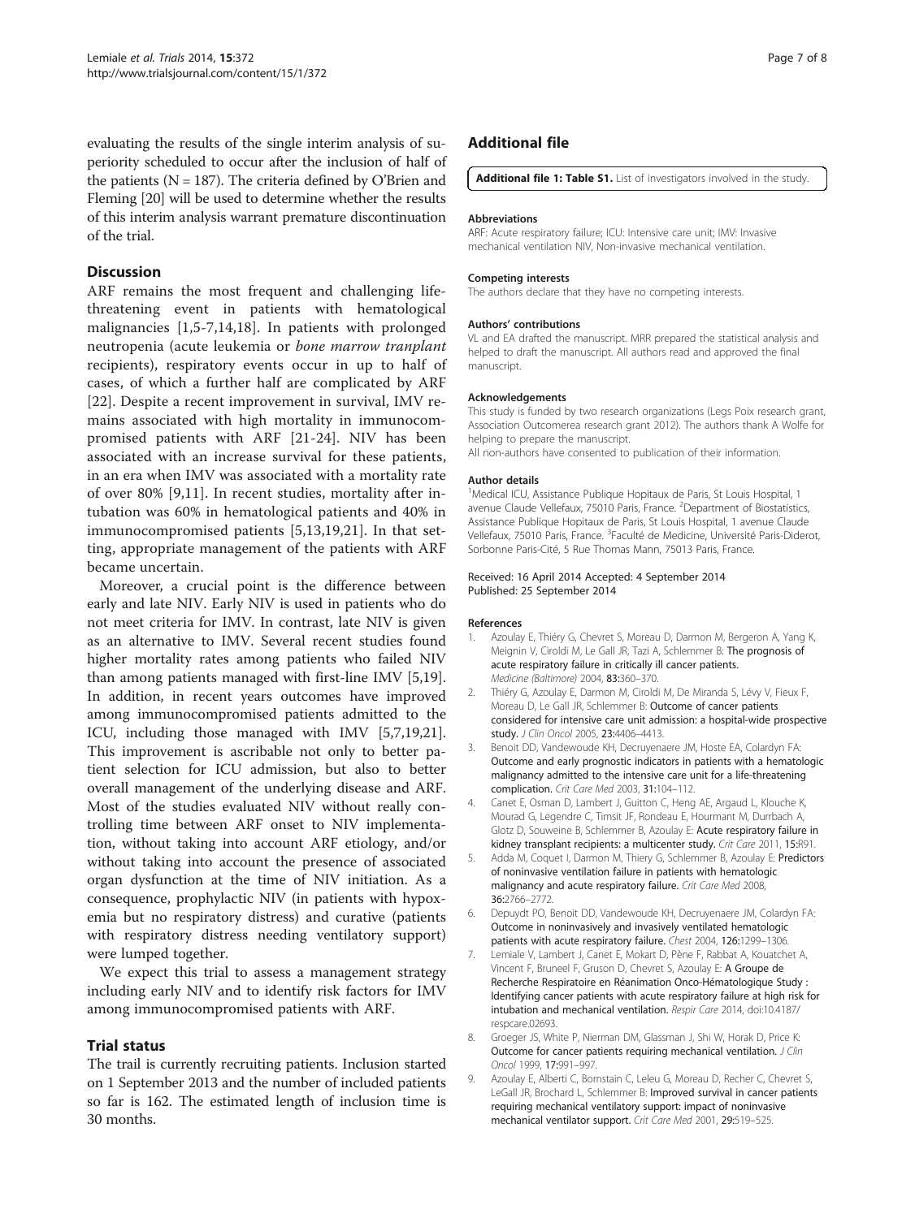evaluating the results of the single interim analysis of superiority scheduled to occur after the inclusion of half of the patients (N = 187). The criteria defined by O'Brien and Fleming [20] will be used to determine whether the results of this interim analysis warrant premature discontinuation of the trial.

## Discussion

ARF remains the most frequent and challenging life-threatening event in patients with hematological malignancies [1,5-7,14,18]. In patients with prolonged neutropenia (acute leukemia or *bone marrow tranplant* recipients), respiratory events occur in up to half of cases, of which a further half are complicated by ARF [22]. Despite a recent improvement in survival, IMV remains associated with high mortality in immunocompromised patients with ARF [21-24]. NIV has been associated with an increase survival for these patients, in an era when IMV was associated with a mortality rate of over 80% [9,11]. In recent studies, mortality after intubation was 60% in hematological patients and 40% in immunocompromised patients [5,13,19,21]. In that setting, appropriate management of the patients with ARF became uncertain.

Moreover, a crucial point is the difference between early and late NIV. Early NIV is used in patients who do not meet criteria for IMV. In contrast, late NIV is given as an alternative to IMV. Several recent studies found higher mortality rates among patients who failed NIV than among patients managed with first-line IMV [5,19]. In addition, in recent years outcomes have improved among immunocompromised patients admitted to the ICU, including those managed with IMV [5,7,19,21]. This improvement is ascribable not only to better patient selection for ICU admission, but also to better overall management of the underlying disease and ARF. Most of the studies evaluated NIV without really controlling time between ARF onset to NIV implementation, without taking into account ARF etiology, and/or without taking into account the presence of associated organ dysfunction at the time of NIV initiation. As a consequence, prophylactic NIV (in patients with hypoxemia but no respiratory distress) and curative (patients with respiratory distress needing ventilatory support) were lumped together.

We expect this trial to assess a management strategy including early NIV and to identify risk factors for IMV among immunocompromised patients with ARF.

## Trial status

The trail is currently recruiting patients. Inclusion started on 1 September 2013 and the number of included patients so far is 162. The estimated length of inclusion time is 30 months.

## Additional file

**Additional file 1: Table S1.** List of investigators involved in the study.

#### Abbreviations

ARF: Acute respiratory failure; ICU: Intensive care unit; IMV: Invasive mechanical ventilation NIV, Non-invasive mechanical ventilation.

#### Competing interests

The authors declare that they have no competing interests.

#### Authors' contributions

VL and EA drafted the manuscript. MRR prepared the statistical analysis and helped to draft the manuscript. All authors read and approved the final manuscript.

#### Acknowledgements

This study is funded by two research organizations (Legs Poix research grant, Association Outcomerea research grant 2012). The authors thank A Wolfe for helping to prepare the manuscript.

All non-authors have consented to publication of their information.

#### Author details

[1]Medical ICU, Assistance Publique Hopitaux de Paris, St Louis Hospital, 1 avenue Claude Vellefaux, 75010 Paris, France. [2]Department of Biostatistics, Assistance Publique Hopitaux de Paris, St Louis Hospital, 1 avenue Claude Vellefaux, 75010 Paris, France. [3]Faculté de Medicine, Université Paris-Diderot, Sorbonne Paris-Cité, 5 Rue Thomas Mann, 75013 Paris, France.

Received: 16 April 2014 Accepted: 4 September 2014
Published: 25 September 2014

#### References

1. Azoulay E, Thiéry G, Chevret S, Moreau D, Darmon M, Bergeron A, Yang K, Meignin V, Ciroldi M, Le Gall JR, Tazi A, Schlemmer B: The prognosis of acute respiratory failure in critically ill cancer patients. *Medicine (Baltimore)* 2004, **83**:360–370.
2. Thiéry G, Azoulay E, Darmon M, Ciroldi M, De Miranda S, Lévy V, Fieux F, Moreau D, Le Gall JR, Schlemmer B: Outcome of cancer patients considered for intensive care unit admission: a hospital-wide prospective study. *J Clin Oncol* 2005, **23**:4406–4413.
3. Benoit DD, Vandewoude KH, Decruyenaere JM, Hoste EA, Colardyn FA: Outcome and early prognostic indicators in patients with a hematologic malignancy admitted to the intensive care unit for a life-threatening complication. *Crit Care Med* 2003, **31**:104–112.
4. Canet E, Osman D, Lambert J, Guitton C, Heng AE, Argaud L, Klouche K, Mourad G, Legendre C, Timsit JF, Rondeau E, Hourmant M, Durrbach A, Glotz D, Souweine B, Schlemmer B, Azoulay E: Acute respiratory failure in kidney transplant recipients: a multicenter study. *Crit Care* 2011, **15**:R91.
5. Adda M, Coquet I, Darmon M, Thiery G, Schlemmer B, Azoulay E: Predictors of noninvasive ventilation failure in patients with hematologic malignancy and acute respiratory failure. *Crit Care Med* 2008, **36**:2766–2772.
6. Depuydt PO, Benoit DD, Vandewoude KH, Decruyenaere JM, Colardyn FA: Outcome in noninvasively and invasively ventilated hematologic patients with acute respiratory failure. *Chest* 2004, **126**:1299–1306.
7. Lemiale V, Lambert J, Canet E, Mokart D, Pène F, Rabbat A, Kouatchet A, Vincent F, Bruneel F, Gruson D, Chevret S, Azoulay E: A Groupe de Recherche Respiratoire en Réanimation Onco-Hématologique Study : Identifying cancer patients with acute respiratory failure at high risk for intubation and mechanical ventilation. *Respir Care* 2014, doi:10.4187/respcare.02693.
8. Groeger JS, White P, Nierman DM, Glassman J, Shi W, Horak D, Price K: Outcome for cancer patients requiring mechanical ventilation. *J Clin Oncol* 1999, **17**:991–997.
9. Azoulay E, Alberti C, Bornstain C, Leleu G, Moreau D, Recher C, Chevret S, LeGall JR, Brochard L, Schlemmer B: Improved survival in cancer patients requiring mechanical ventilatory support: impact of noninvasive mechanical ventilator support. *Crit Care Med* 2001, **29**:519–525.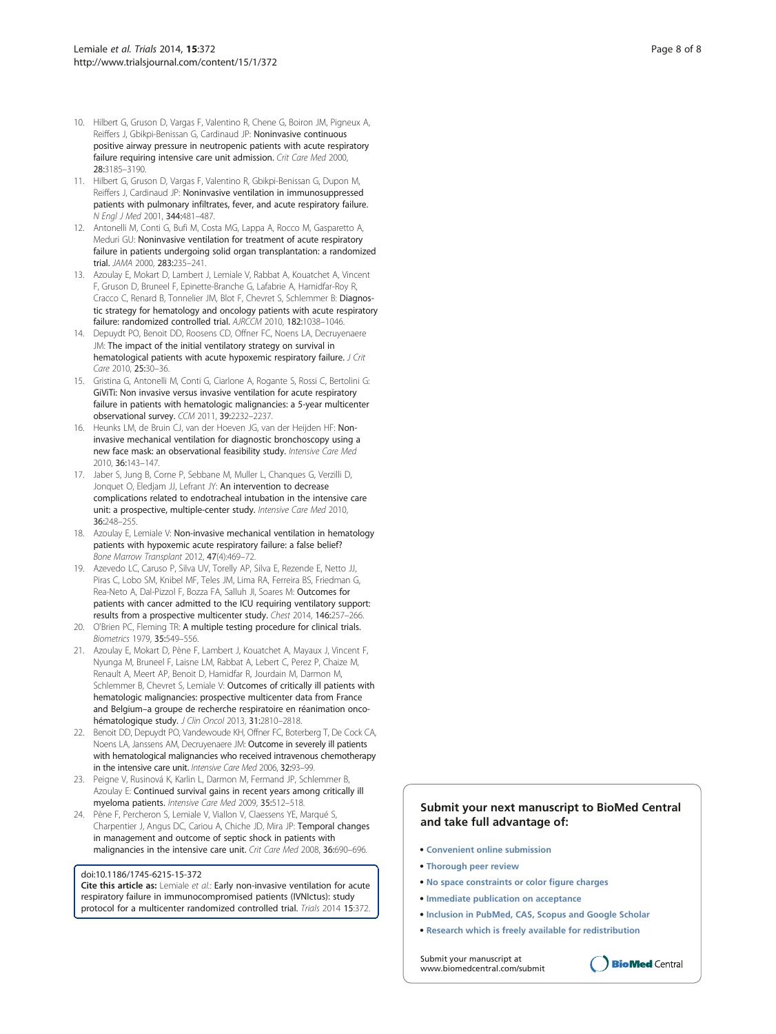10. Hilbert G, Gruson D, Vargas F, Valentino R, Chene G, Boiron JM, Pigneux A, Reiffers J, Gbikpi-Benissan G, Cardinaud JP: **Noninvasive continuous positive airway pressure in neutropenic patients with acute respiratory failure requiring intensive care unit admission.** *Crit Care Med* 2000, **28:**3185–3190.
11. Hilbert G, Gruson D, Vargas F, Valentino R, Gbikpi-Benissan G, Dupon M, Reiffers J, Cardinaud JP: **Noninvasive ventilation in immunosuppressed patients with pulmonary infiltrates, fever, and acute respiratory failure.** *N Engl J Med* 2001, **344:**481–487.
12. Antonelli M, Conti G, Bufi M, Costa MG, Lappa A, Rocco M, Gasparetto A, Meduri GU: **Noninvasive ventilation for treatment of acute respiratory failure in patients undergoing solid organ transplantation: a randomized trial.** *JAMA* 2000, **283:**235–241.
13. Azoulay E, Mokart D, Lambert J, Lemiale V, Rabbat A, Kouatchet A, Vincent F, Gruson D, Bruneel F, Epinette-Branche G, Lafabrie A, Hamidfar-Roy R, Cracco C, Renard B, Tonnelier JM, Blot F, Chevret S, Schlemmer B: **Diagnostic strategy for hematology and oncology patients with acute respiratory failure: randomized controlled trial.** *AJRCCM* 2010, **182:**1038–1046.
14. Depuydt PO, Benoit DD, Roosens CD, Offner FC, Noens LA, Decruyenaere JM: **The impact of the initial ventilatory strategy on survival in hematological patients with acute hypoxemic respiratory failure.** *J Crit Care* 2010, **25:**30–36.
15. Gristina G, Antonelli M, Conti G, Ciarlone A, Rogante S, Rossi C, Bertolini G: **GiViTi: Non invasive versus invasive ventilation for acute respiratory failure in patients with hematologic malignancies: a 5-year multicenter observational survey.** *CCM* 2011, **39:**2232–2237.
16. Heunks LM, de Bruin CJ, van der Hoeven JG, van der Heijden HF: **Non-invasive mechanical ventilation for diagnostic bronchoscopy using a new face mask: an observational feasibility study.** *Intensive Care Med* 2010, **36:**143–147.
17. Jaber S, Jung B, Corne P, Sebbane M, Muller L, Chanques G, Verzilli D, Jonquet O, Eledjam JJ, Lefrant JY: **An intervention to decrease complications related to endotracheal intubation in the intensive care unit: a prospective, multiple-center study.** *Intensive Care Med* 2010, **36:**248–255.
18. Azoulay E, Lemiale V: **Non-invasive mechanical ventilation in hematology patients with hypoxemic acute respiratory failure: a false belief?** *Bone Marrow Transplant* 2012, **47**(4):469–72.
19. Azevedo LC, Caruso P, Silva UV, Torelly AP, Silva E, Rezende E, Netto JJ, Piras C, Lobo SM, Knibel MF, Teles JM, Lima RA, Ferreira BS, Friedman G, Rea-Neto A, Dal-Pizzol F, Bozza FA, Salluh JI, Soares M: **Outcomes for patients with cancer admitted to the ICU requiring ventilatory support: results from a prospective multicenter study.** *Chest* 2014, **146:**257–266.
20. O'Brien PC, Fleming TR: **A multiple testing procedure for clinical trials.** *Biometrics* 1979, **35:**549–556.
21. Azoulay E, Mokart D, Pène F, Lambert J, Kouatchet A, Mayaux J, Vincent F, Nyunga M, Bruneel F, Laisne LM, Rabbat A, Lebert C, Perez P, Chaize M, Renault A, Meert AP, Benoit D, Hamidfar R, Jourdain M, Darmon M, Schlemmer B, Chevret S, Lemiale V: **Outcomes of critically ill patients with hematologic malignancies: prospective multicenter data from France and Belgium–a groupe de recherche respiratoire en réanimation onco-hématologique study.** *J Clin Oncol* 2013, **31:**2810–2818.
22. Benoit DD, Depuydt PO, Vandewoude KH, Offner FC, Boterberg T, De Cock CA, Noens LA, Janssens AM, Decruyenaere JM: **Outcome in severely ill patients with hematological malignancies who received intravenous chemotherapy in the intensive care unit.** *Intensive Care Med* 2006, **32:**93–99.
23. Peigne V, Rusinová K, Karlin L, Darmon M, Fermand JP, Schlemmer B, Azoulay E: **Continued survival gains in recent years among critically ill myeloma patients.** *Intensive Care Med* 2009, **35:**512–518.
24. Pène F, Percheron S, Lemiale V, Viallon V, Claessens YE, Marqué S, Charpentier J, Angus DC, Cariou A, Chiche JD, Mira JP: **Temporal changes in management and outcome of septic shock in patients with malignancies in the intensive care unit.** *Crit Care Med* 2008, **36:**690–696.

doi:10.1186/1745-6215-15-372

**Cite this article as:** Lemiale *et al.*: Early non-invasive ventilation for acute respiratory failure in immunocompromised patients (IVNIctus): study protocol for a multicenter randomized controlled trial. *Trials* 2014 **15**:372.

**Submit your next manuscript to BioMed Central and take full advantage of:**

- **Convenient online submission**
- **Thorough peer review**
- **No space constraints or color figure charges**
- **Immediate publication on acceptance**
- **Inclusion in PubMed, CAS, Scopus and Google Scholar**
- **Research which is freely available for redistribution**

Submit your manuscript at
www.biomedcentral.com/submit

BioMed Central